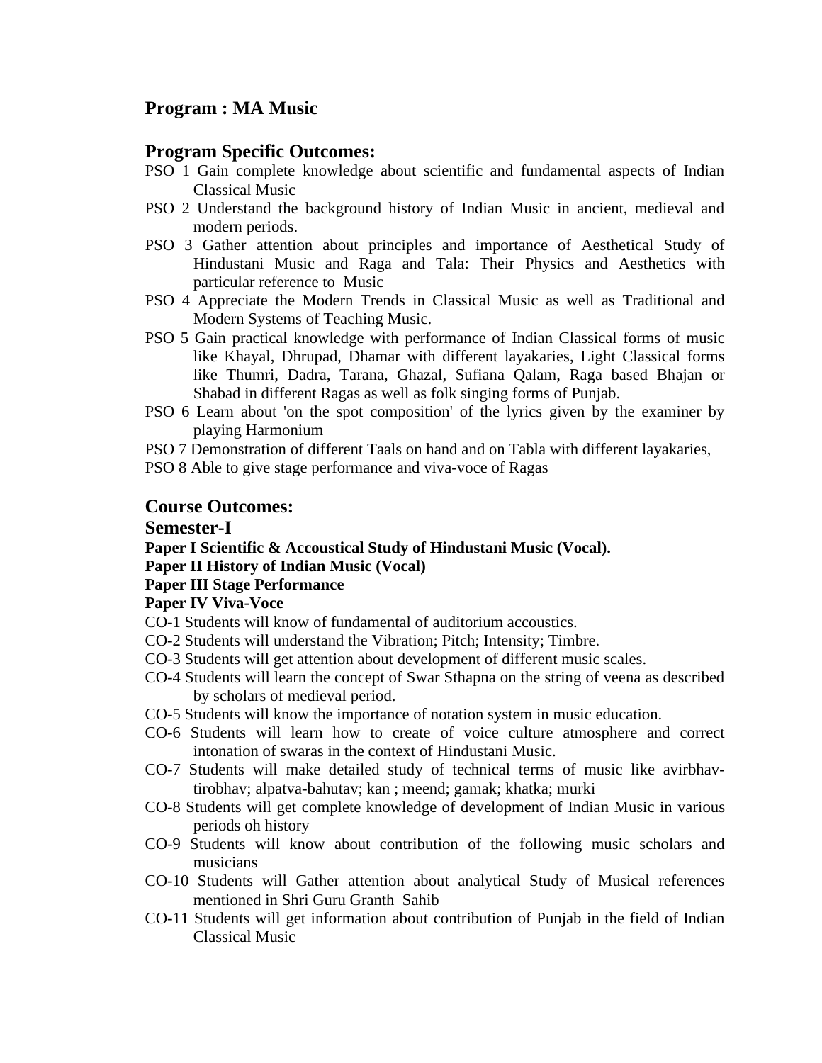## Program : MA Music

## Program Specific Outcomes:

PSO 1 Gain complete knowledge about scientific and fundamental aspects of Indian Classical Music

PSO 2 Understand the background history of Indian Music in ancient, medieval and modern periods.

PSO 3 Gather attention about principles and importance of Aesthetical Study of Hindustani Music and Raga and Tala: Their Physics and Aesthetics with particular reference to Music

PSO 4 Appreciate the Modern Trends in Classical Music as well as Traditional and Modern Systems of Teaching Music.

PSO 5 Gain practical knowledge with performance of Indian Classical forms of music like Khayal, Dhrupad, Dhamar with different layakaries, Light Classical forms like Thumri, Dadra, Tarana, Ghazal, Sufiana Qalam, Raga based Bhajan or Shabad in different Ragas as well as folk singing forms of Punjab.

PSO 6 Learn about 'on the spot composition' of the lyrics given by the examiner by playing Harmonium

PSO 7 Demonstration of different Taals on hand and on Tabla with different layakaries,

PSO 8 Able to give stage performance and viva-voce of Ragas

## Course Outcomes:

### Semester-I

**Paper I Scientific & Accoustical Study of Hindustani Music (Vocal).**

**Paper II History of Indian Music (Vocal)**

**Paper III Stage Performance**

**Paper IV Viva-Voce**

CO-1 Students will know of fundamental of auditorium accoustics.

CO-2 Students will understand the Vibration; Pitch; Intensity; Timbre.

CO-3 Students will get attention about development of different music scales.

CO-4 Students will learn the concept of Swar Sthapna on the string of veena as described by scholars of medieval period.

CO-5 Students will know the importance of notation system in music education.

CO-6 Students will learn how to create of voice culture atmosphere and correct intonation of swaras in the context of Hindustani Music.

CO-7 Students will make detailed study of technical terms of music like avirbhav-tirobhav; alpatva-bahutav; kan ; meend; gamak; khatka; murki

CO-8 Students will get complete knowledge of development of Indian Music in various periods oh history

CO-9 Students will know about contribution of the following music scholars and musicians

CO-10 Students will Gather attention about analytical Study of Musical references mentioned in Shri Guru Granth Sahib

CO-11 Students will get information about contribution of Punjab in the field of Indian Classical Music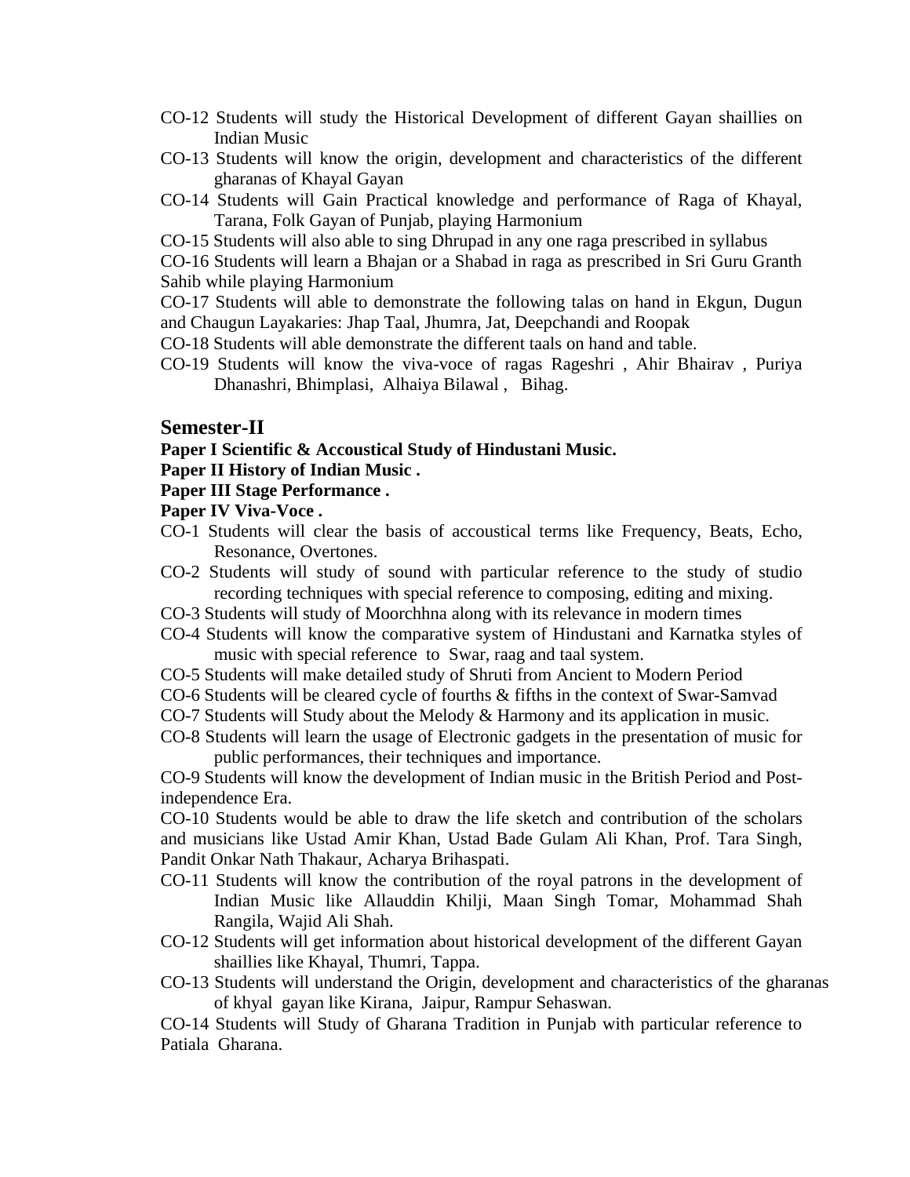CO-12 Students will study the Historical Development of different Gayan shaillies on Indian Music

CO-13 Students will know the origin, development and characteristics of the different gharanas of Khayal Gayan

CO-14 Students will Gain Practical knowledge and performance of Raga of Khayal, Tarana, Folk Gayan of Punjab, playing Harmonium

CO-15 Students will also able to sing Dhrupad in any one raga prescribed in syllabus

CO-16 Students will learn a Bhajan or a Shabad in raga as prescribed in Sri Guru Granth Sahib while playing Harmonium

CO-17 Students will able to demonstrate the following talas on hand in Ekgun, Dugun and Chaugun Layakaries: Jhap Taal, Jhumra, Jat, Deepchandi and Roopak

CO-18 Students will able demonstrate the different taals on hand and table.

CO-19 Students will know the viva-voce of ragas Rageshri , Ahir Bhairav , Puriya Dhanashri, Bhimplasi, Alhaiya Bilawal , Bihag.

## Semester-II

**Paper I Scientific & Accoustical Study of Hindustani Music.**

**Paper II History of Indian Music .**

**Paper III Stage Performance .**

**Paper IV Viva-Voce .**

CO-1 Students will clear the basis of accoustical terms like Frequency, Beats, Echo, Resonance, Overtones.

CO-2 Students will study of sound with particular reference to the study of studio recording techniques with special reference to composing, editing and mixing.

CO-3 Students will study of Moorchhna along with its relevance in modern times

CO-4 Students will know the comparative system of Hindustani and Karnatka styles of music with special reference to Swar, raag and taal system.

CO-5 Students will make detailed study of Shruti from Ancient to Modern Period

CO-6 Students will be cleared cycle of fourths & fifths in the context of Swar-Samvad

CO-7 Students will Study about the Melody & Harmony and its application in music.

CO-8 Students will learn the usage of Electronic gadgets in the presentation of music for public performances, their techniques and importance.

CO-9 Students will know the development of Indian music in the British Period and Post-independence Era.

CO-10 Students would be able to draw the life sketch and contribution of the scholars and musicians like Ustad Amir Khan, Ustad Bade Gulam Ali Khan, Prof. Tara Singh, Pandit Onkar Nath Thakaur, Acharya Brihaspati.

CO-11 Students will know the contribution of the royal patrons in the development of Indian Music like Allauddin Khilji, Maan Singh Tomar, Mohammad Shah Rangila, Wajid Ali Shah.

CO-12 Students will get information about historical development of the different Gayan shaillies like Khayal, Thumri, Tappa.

CO-13 Students will understand the Origin, development and characteristics of the gharanas of khyal gayan like Kirana, Jaipur, Rampur Sehaswan.

CO-14 Students will Study of Gharana Tradition in Punjab with particular reference to Patiala Gharana.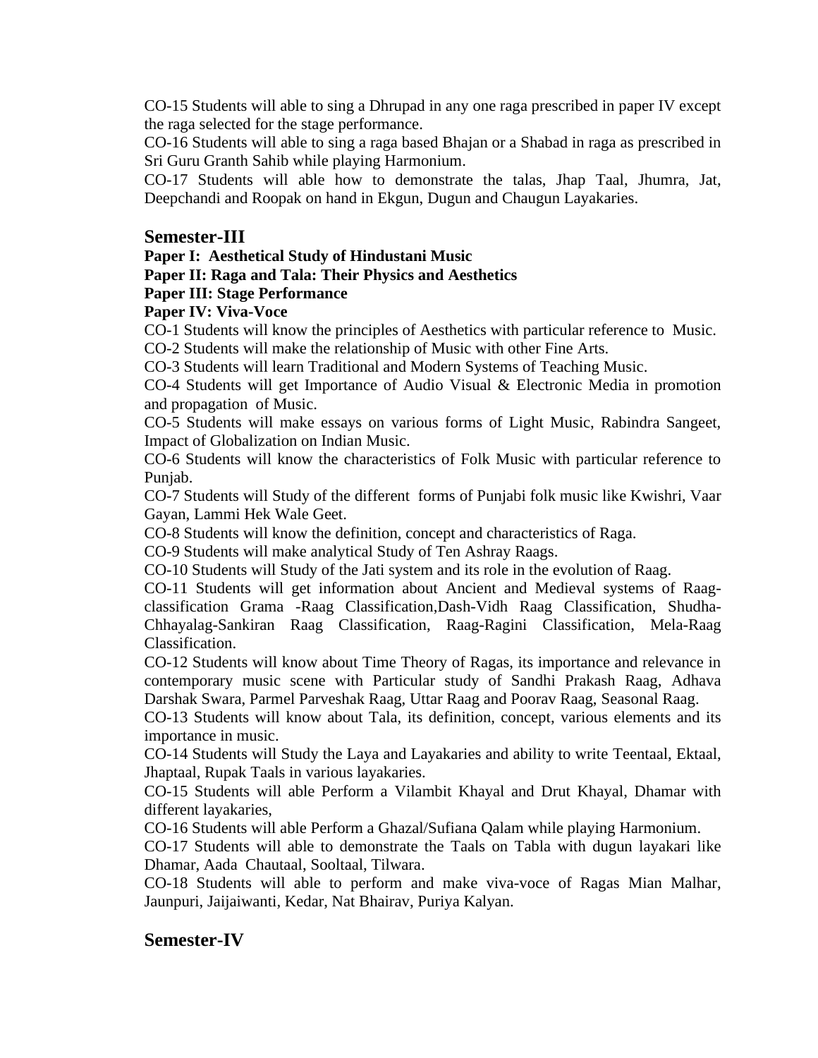CO-15 Students will able to sing a Dhrupad in any one raga prescribed in paper IV except the raga selected for the stage performance.

CO-16 Students will able to sing a raga based Bhajan or a Shabad in raga as prescribed in Sri Guru Granth Sahib while playing Harmonium.

CO-17 Students will able how to demonstrate the talas, Jhap Taal, Jhumra, Jat, Deepchandi and Roopak on hand in Ekgun, Dugun and Chaugun Layakaries.

## Semester-III

**Paper I: Aesthetical Study of Hindustani Music**

**Paper II: Raga and Tala: Their Physics and Aesthetics**

**Paper III: Stage Performance**

**Paper IV: Viva-Voce**

CO-1 Students will know the principles of Aesthetics with particular reference to Music.

CO-2 Students will make the relationship of Music with other Fine Arts.

CO-3 Students will learn Traditional and Modern Systems of Teaching Music.

CO-4 Students will get Importance of Audio Visual & Electronic Media in promotion and propagation of Music.

CO-5 Students will make essays on various forms of Light Music, Rabindra Sangeet, Impact of Globalization on Indian Music.

CO-6 Students will know the characteristics of Folk Music with particular reference to Punjab.

CO-7 Students will Study of the different forms of Punjabi folk music like Kwishri, Vaar Gayan, Lammi Hek Wale Geet.

CO-8 Students will know the definition, concept and characteristics of Raga.

CO-9 Students will make analytical Study of Ten Ashray Raags.

CO-10 Students will Study of the Jati system and its role in the evolution of Raag.

CO-11 Students will get information about Ancient and Medieval systems of Raag-classification Grama -Raag Classification,Dash-Vidh Raag Classification, Shudha-Chhayalag-Sankiran Raag Classification, Raag-Ragini Classification, Mela-Raag Classification.

CO-12 Students will know about Time Theory of Ragas, its importance and relevance in contemporary music scene with Particular study of Sandhi Prakash Raag, Adhava Darshak Swara, Parmel Parveshak Raag, Uttar Raag and Poorav Raag, Seasonal Raag.

CO-13 Students will know about Tala, its definition, concept, various elements and its importance in music.

CO-14 Students will Study the Laya and Layakaries and ability to write Teentaal, Ektaal, Jhaptaal, Rupak Taals in various layakaries.

CO-15 Students will able Perform a Vilambit Khayal and Drut Khayal, Dhamar with different layakaries,

CO-16 Students will able Perform a Ghazal/Sufiana Qalam while playing Harmonium.

CO-17 Students will able to demonstrate the Taals on Tabla with dugun layakari like Dhamar, Aada Chautaal, Sooltaal, Tilwara.

CO-18 Students will able to perform and make viva-voce of Ragas Mian Malhar, Jaunpuri, Jaijaiwanti, Kedar, Nat Bhairav, Puriya Kalyan.

## Semester-IV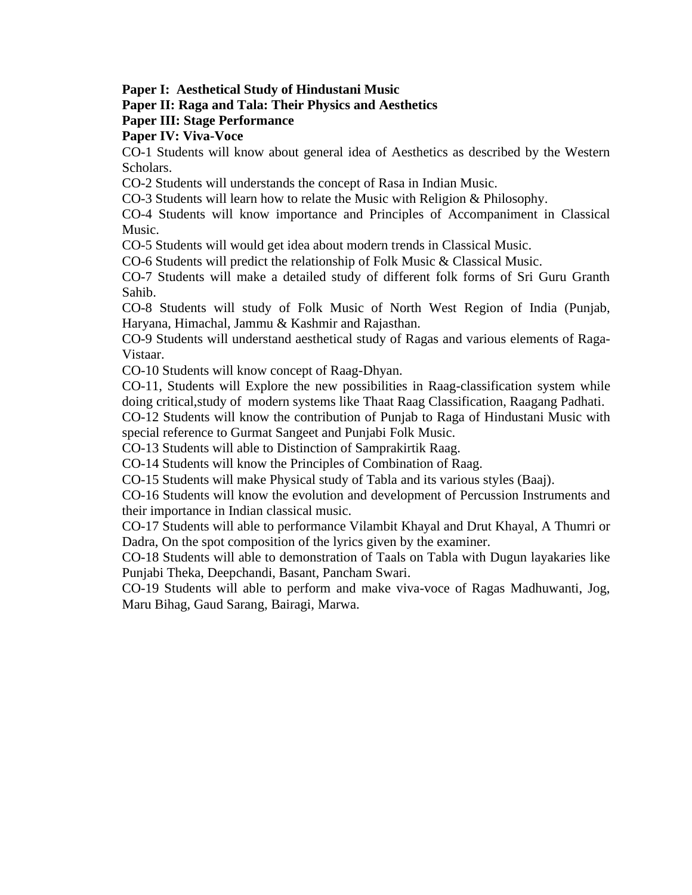**Paper I: Aesthetical Study of Hindustani Music**

**Paper II: Raga and Tala: Their Physics and Aesthetics**

**Paper III: Stage Performance**

**Paper IV: Viva-Voce**

CO-1 Students will know about general idea of Aesthetics as described by the Western Scholars.

CO-2 Students will understands the concept of Rasa in Indian Music.

CO-3 Students will learn how to relate the Music with Religion & Philosophy.

CO-4 Students will know importance and Principles of Accompaniment in Classical Music.

CO-5 Students will would get idea about modern trends in Classical Music.

CO-6 Students will predict the relationship of Folk Music & Classical Music.

CO-7 Students will make a detailed study of different folk forms of Sri Guru Granth Sahib.

CO-8 Students will study of Folk Music of North West Region of India (Punjab, Haryana, Himachal, Jammu & Kashmir and Rajasthan.

CO-9 Students will understand aesthetical study of Ragas and various elements of Raga-Vistaar.

CO-10 Students will know concept of Raag-Dhyan.

CO-11, Students will Explore the new possibilities in Raag-classification system while doing critical,study of modern systems like Thaat Raag Classification, Raagang Padhati.

CO-12 Students will know the contribution of Punjab to Raga of Hindustani Music with special reference to Gurmat Sangeet and Punjabi Folk Music.

CO-13 Students will able to Distinction of Samprakirtik Raag.

CO-14 Students will know the Principles of Combination of Raag.

CO-15 Students will make Physical study of Tabla and its various styles (Baaj).

CO-16 Students will know the evolution and development of Percussion Instruments and their importance in Indian classical music.

CO-17 Students will able to performance Vilambit Khayal and Drut Khayal, A Thumri or Dadra, On the spot composition of the lyrics given by the examiner.

CO-18 Students will able to demonstration of Taals on Tabla with Dugun layakaries like Punjabi Theka, Deepchandi, Basant, Pancham Swari.

CO-19 Students will able to perform and make viva-voce of Ragas Madhuwanti, Jog, Maru Bihag, Gaud Sarang, Bairagi, Marwa.